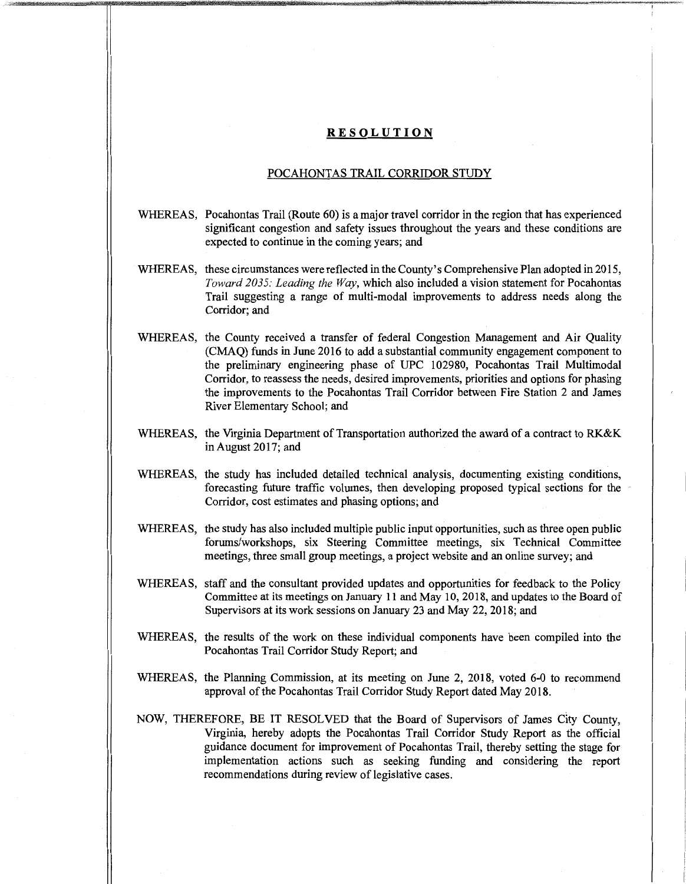# **RESOLUTION**

## POCAHONTAS TRAIL CORRIDOR STUDY

WHEREAS, Pocahontas Trail (Route 60) is a major travel corridor in the region that has experienced significant congestion and safety issues throughout the years and these conditions are expected to continue in the coming years; and

WHEREAS, these circumstances were reflected in the County's Comprehensive Plan adopted in 2015, *Toward 2035: Leading the Way*, which also included a vision statement for Pocahontas Trail suggesting a range of multi-modal improvements to address needs along the Corridor; and

WHEREAS, the County received a transfer of federal Congestion Management and Air Quality (CMAQ) funds in June 2016 to add a substantial community engagement component to the preliminary engineering phase of UPC 102980, Pocahontas Trail Multimodal Corridor, to reassess the needs, desired improvements, priorities and options for phasing the improvements to the Pocahontas Trail Corridor between Fire Station 2 and James River Elementary School; and

WHEREAS, the Virginia Department of Transportation authorized the award of a contract to RK&K in August 2017; and

WHEREAS, the study has included detailed technical analysis, documenting existing conditions, forecasting future traffic volumes, then developing proposed typical sections for the Corridor, cost estimates and phasing options; and

WHEREAS, the study has also included multiple public input opportunities, such as three open public forums/workshops, six Steering Committee meetings, six Technical Committee meetings, three small group meetings, a project website and an online survey; and

WHEREAS, staff and the consultant provided updates and opportunities for feedback to the Policy Committee at its meetings on January 11 and May 10, 2018, and updates to the Board of Supervisors at its work sessions on January 23 and May 22, 2018; and

WHEREAS, the results of the work on these individual components have been compiled into the Pocahontas Trail Corridor Study Report; and

WHEREAS, the Planning Commission, at its meeting on June 2, 2018, voted 6-0 to recommend approval of the Pocahontas Trail Corridor Study Report dated May 2018.

NOW, THEREFORE, BE IT RESOLVED that the Board of Supervisors of James City County, Virginia, hereby adopts the Pocahontas Trail Corridor Study Report as the official guidance document for improvement of Pocahontas Trail, thereby setting the stage for implementation actions such as seeking funding and considering the report recommendations during review of legislative cases.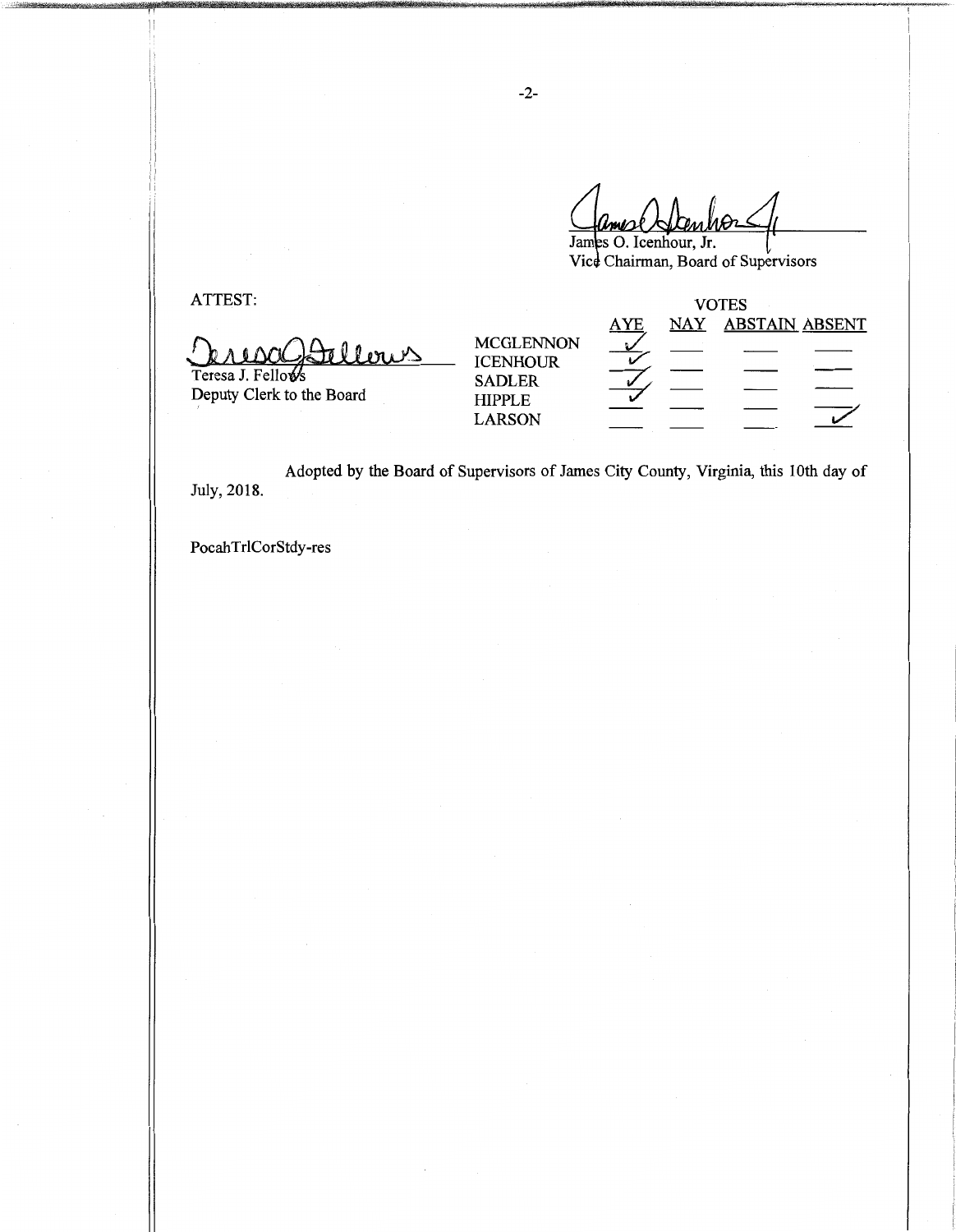James O. Icenhour, Jr.
Vice Chairman, Board of Supervisors

ATTEST:

Teresa J. Fellows
Deputy Clerk to the Board

| | VOTES | | | |
|---|---|---|---|---|
| | AYE | NAY | ABSTAIN | ABSENT |
| MCGLENNON | ✓ | | | |
| ICENHOUR | ✓ | | | |
| SADLER | ✓ | | | |
| HIPPLE | ✓ | | | |
| LARSON | | | | ✓ |

Adopted by the Board of Supervisors of James City County, Virginia, this 10th day of July, 2018.

PocahTrlCorStdy-res